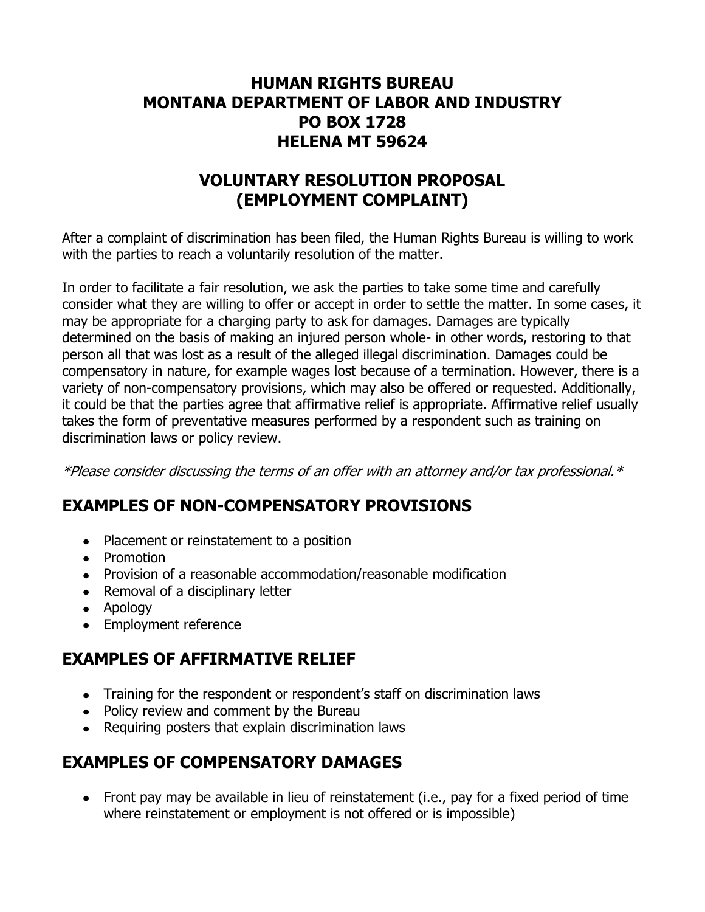# HUMAN RIGHTS BUREAU
# MONTANA DEPARTMENT OF LABOR AND INDUSTRY
# PO BOX 1728
# HELENA MT 59624

## VOLUNTARY RESOLUTION PROPOSAL
## (EMPLOYMENT COMPLAINT)

After a complaint of discrimination has been filed, the Human Rights Bureau is willing to work with the parties to reach a voluntarily resolution of the matter.

In order to facilitate a fair resolution, we ask the parties to take some time and carefully consider what they are willing to offer or accept in order to settle the matter. In some cases, it may be appropriate for a charging party to ask for damages. Damages are typically determined on the basis of making an injured person whole- in other words, restoring to that person all that was lost as a result of the alleged illegal discrimination. Damages could be compensatory in nature, for example wages lost because of a termination. However, there is a variety of non-compensatory provisions, which may also be offered or requested. Additionally, it could be that the parties agree that affirmative relief is appropriate. Affirmative relief usually takes the form of preventative measures performed by a respondent such as training on discrimination laws or policy review.

*\*Please consider discussing the terms of an offer with an attorney and/or tax professional.\**

## EXAMPLES OF NON-COMPENSATORY PROVISIONS

- Placement or reinstatement to a position
- Promotion
- Provision of a reasonable accommodation/reasonable modification
- Removal of a disciplinary letter
- Apology
- Employment reference

## EXAMPLES OF AFFIRMATIVE RELIEF

- Training for the respondent or respondent's staff on discrimination laws
- Policy review and comment by the Bureau
- Requiring posters that explain discrimination laws

## EXAMPLES OF COMPENSATORY DAMAGES

- Front pay may be available in lieu of reinstatement (i.e., pay for a fixed period of time where reinstatement or employment is not offered or is impossible)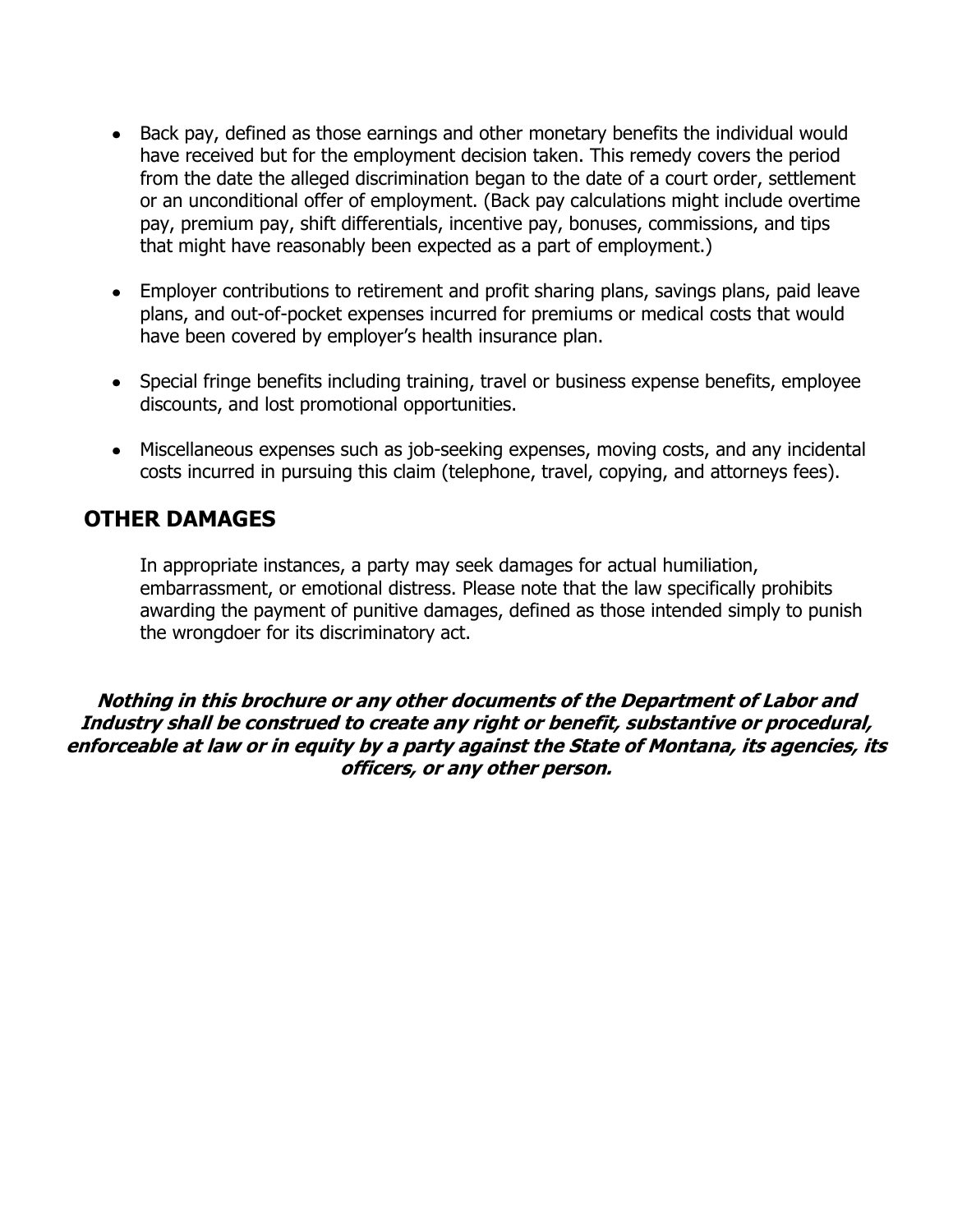- Back pay, defined as those earnings and other monetary benefits the individual would have received but for the employment decision taken. This remedy covers the period from the date the alleged discrimination began to the date of a court order, settlement or an unconditional offer of employment. (Back pay calculations might include overtime pay, premium pay, shift differentials, incentive pay, bonuses, commissions, and tips that might have reasonably been expected as a part of employment.)

- Employer contributions to retirement and profit sharing plans, savings plans, paid leave plans, and out-of-pocket expenses incurred for premiums or medical costs that would have been covered by employer's health insurance plan.

- Special fringe benefits including training, travel or business expense benefits, employee discounts, and lost promotional opportunities.

- Miscellaneous expenses such as job-seeking expenses, moving costs, and any incidental costs incurred in pursuing this claim (telephone, travel, copying, and attorneys fees).

## OTHER DAMAGES

In appropriate instances, a party may seek damages for actual humiliation, embarrassment, or emotional distress. Please note that the law specifically prohibits awarding the payment of punitive damages, defined as those intended simply to punish the wrongdoer for its discriminatory act.

***Nothing in this brochure or any other documents of the Department of Labor and Industry shall be construed to create any right or benefit, substantive or procedural, enforceable at law or in equity by a party against the State of Montana, its agencies, its officers, or any other person.***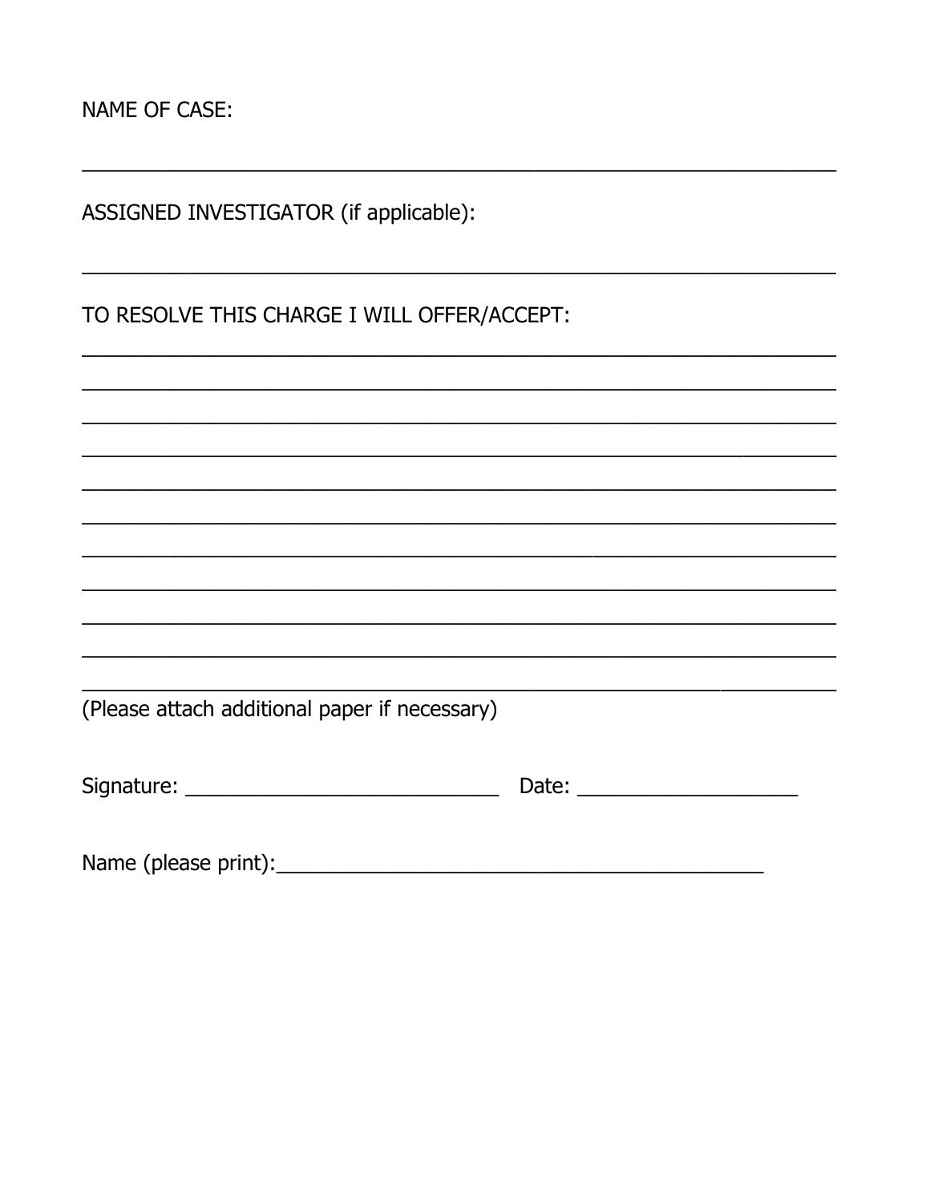NAME OF CASE:

_______________________________________________________________

ASSIGNED INVESTIGATOR (if applicable):

_______________________________________________________________

TO RESOLVE THIS CHARGE I WILL OFFER/ACCEPT:

_______________________________________________________________
_______________________________________________________________
_______________________________________________________________
_______________________________________________________________
_______________________________________________________________
_______________________________________________________________
_______________________________________________________________
_______________________________________________________________
_______________________________________________________________
_______________________________________________________________
_______________________________________________________________

(Please attach additional paper if necessary)

Signature: ___________________________ Date: ___________________

Name (please print):__________________________________________